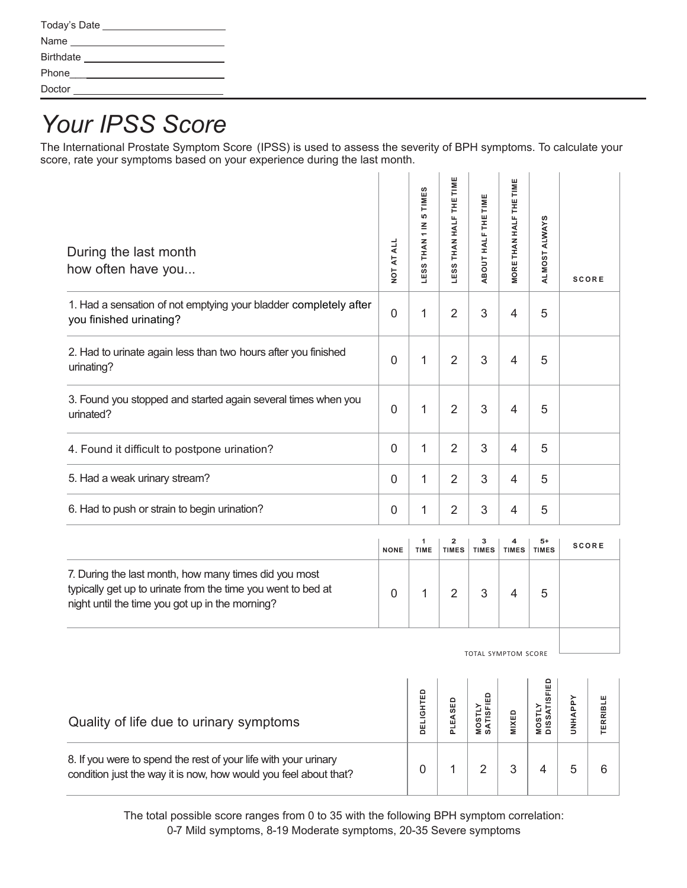Today's Date ____________________

Name ____________________

Birthdate ____________________

Phone ____________________

Doctor ____________________

# *Your IPSS Score*

The International Prostate Symptom Score (IPSS) is used to assess the severity of BPH symptoms. To calculate your score, rate your symptoms based on your experience during the last month.

| During the last month how often have you... | NOT AT ALL | LESS THAN 1 IN 5 TIMES | LESS THAN HALF THE TIME | ABOUT HALF THE TIME | MORE THAN HALF THE TIME | ALMOST ALWAYS | SCORE |
|---|---|---|---|---|---|---|---|
| 1. Had a sensation of not emptying your bladder completely after you finished urinating? | 0 | 1 | 2 | 3 | 4 | 5 | |
| 2. Had to urinate again less than two hours after you finished urinating? | 0 | 1 | 2 | 3 | 4 | 5 | |
| 3. Found you stopped and started again several times when you urinated? | 0 | 1 | 2 | 3 | 4 | 5 | |
| 4. Found it difficult to postpone urination? | 0 | 1 | 2 | 3 | 4 | 5 | |
| 5. Had a weak urinary stream? | 0 | 1 | 2 | 3 | 4 | 5 | |
| 6. Had to push or strain to begin urination? | 0 | 1 | 2 | 3 | 4 | 5 | |

| | NONE | 1 TIME | 2 TIMES | 3 TIMES | 4 TIMES | 5+ TIMES | SCORE |
|---|---|---|---|---|---|---|---|
| 7. During the last month, how many times did you most typically get up to urinate from the time you went to bed at night until the time you got up in the morning? | 0 | 1 | 2 | 3 | 4 | 5 | |

TOTAL SYMPTOM SCORE ____________________

| Quality of life due to urinary symptoms | DELIGHTED | PLEASED | MOSTLY SATISFIED | MIXED | MOSTLY DISSATISFIED | UNHAPPY | TERRIBLE |
|---|---|---|---|---|---|---|---|
| 8. If you were to spend the rest of your life with your urinary condition just the way it is now, how would you feel about that? | 0 | 1 | 2 | 3 | 4 | 5 | 6 |

The total possible score ranges from 0 to 35 with the following BPH symptom correlation:
0-7 Mild symptoms, 8-19 Moderate symptoms, 20-35 Severe symptoms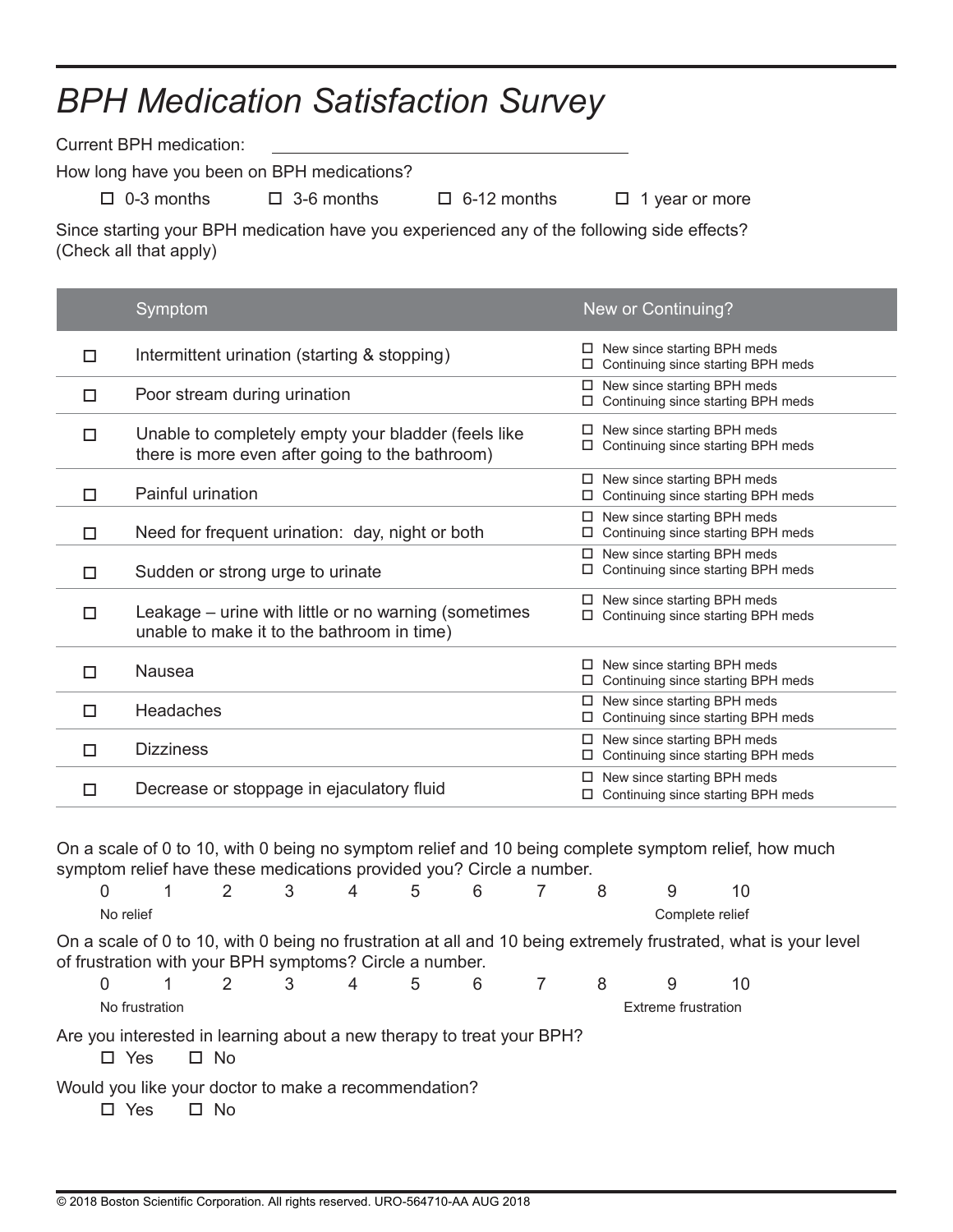# *BPH Medication Satisfaction Survey*

Current BPH medication: ______________________________

How long have you been on BPH medications?

☐ 0-3 months ☐ 3-6 months ☐ 6-12 months ☐ 1 year or more

Since starting your BPH medication have you experienced any of the following side effects? (Check all that apply)

| | Symptom | New or Continuing? |
|---|---|---|
| ☐ | Intermittent urination (starting & stopping) | ☐ New since starting BPH meds<br>☐ Continuing since starting BPH meds |
| ☐ | Poor stream during urination | ☐ New since starting BPH meds<br>☐ Continuing since starting BPH meds |
| ☐ | Unable to completely empty your bladder (feels like there is more even after going to the bathroom) | ☐ New since starting BPH meds<br>☐ Continuing since starting BPH meds |
| ☐ | Painful urination | ☐ New since starting BPH meds<br>☐ Continuing since starting BPH meds |
| ☐ | Need for frequent urination: day, night or both | ☐ New since starting BPH meds<br>☐ Continuing since starting BPH meds |
| ☐ | Sudden or strong urge to urinate | ☐ New since starting BPH meds<br>☐ Continuing since starting BPH meds |
| ☐ | Leakage – urine with little or no warning (sometimes unable to make it to the bathroom in time) | ☐ New since starting BPH meds<br>☐ Continuing since starting BPH meds |
| ☐ | Nausea | ☐ New since starting BPH meds<br>☐ Continuing since starting BPH meds |
| ☐ | Headaches | ☐ New since starting BPH meds<br>☐ Continuing since starting BPH meds |
| ☐ | Dizziness | ☐ New since starting BPH meds<br>☐ Continuing since starting BPH meds |
| ☐ | Decrease or stoppage in ejaculatory fluid | ☐ New since starting BPH meds<br>☐ Continuing since starting BPH meds |

On a scale of 0 to 10, with 0 being no symptom relief and 10 being complete symptom relief, how much symptom relief have these medications provided you? Circle a number.

0 1 2 3 4 5 6 7 8 9 10

No relief — Complete relief

On a scale of 0 to 10, with 0 being no frustration at all and 10 being extremely frustrated, what is your level of frustration with your BPH symptoms? Circle a number.

0 1 2 3 4 5 6 7 8 9 10

No frustration — Extreme frustration

Are you interested in learning about a new therapy to treat your BPH?

☐ Yes ☐ No

Would you like your doctor to make a recommendation?

☐ Yes ☐ No

© 2018 Boston Scientific Corporation. All rights reserved. URO-564710-AA AUG 2018